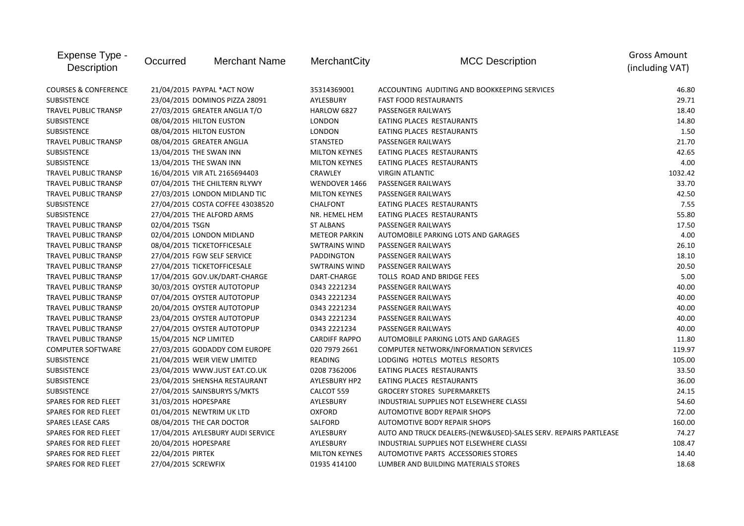| Expense Type - Description | Occurred | Merchant Name | MerchantCity | MCC Description | Gross Amount (including VAT) |
|---|---|---|---|---|---|
| COURSES & CONFERENCE | 21/04/2015 | PAYPAL *ACT NOW | 35314369001 | ACCOUNTING AUDITING AND BOOKKEEPING SERVICES | 46.80 |
| SUBSISTENCE | 23/04/2015 | DOMINOS PIZZA 28091 | AYLESBURY | FAST FOOD RESTAURANTS | 29.71 |
| TRAVEL PUBLIC TRANSP | 27/03/2015 | GREATER ANGLIA T/O | HARLOW 6827 | PASSENGER RAILWAYS | 18.40 |
| SUBSISTENCE | 08/04/2015 | HILTON EUSTON | LONDON | EATING PLACES RESTAURANTS | 14.80 |
| SUBSISTENCE | 08/04/2015 | HILTON EUSTON | LONDON | EATING PLACES RESTAURANTS | 1.50 |
| TRAVEL PUBLIC TRANSP | 08/04/2015 | GREATER ANGLIA | STANSTED | PASSENGER RAILWAYS | 21.70 |
| SUBSISTENCE | 13/04/2015 | THE SWAN INN | MILTON KEYNES | EATING PLACES RESTAURANTS | 42.65 |
| SUBSISTENCE | 13/04/2015 | THE SWAN INN | MILTON KEYNES | EATING PLACES RESTAURANTS | 4.00 |
| TRAVEL PUBLIC TRANSP | 16/04/2015 | VIR ATL 2165694403 | CRAWLEY | VIRGIN ATLANTIC | 1032.42 |
| TRAVEL PUBLIC TRANSP | 07/04/2015 | THE CHILTERN RLYWY | WENDOVER 1466 | PASSENGER RAILWAYS | 33.70 |
| TRAVEL PUBLIC TRANSP | 27/03/2015 | LONDON MIDLAND TIC | MILTON KEYNES | PASSENGER RAILWAYS | 42.50 |
| SUBSISTENCE | 27/04/2015 | COSTA COFFEE 43038520 | CHALFONT | EATING PLACES RESTAURANTS | 7.55 |
| SUBSISTENCE | 27/04/2015 | THE ALFORD ARMS | NR. HEMEL HEM | EATING PLACES RESTAURANTS | 55.80 |
| TRAVEL PUBLIC TRANSP | 02/04/2015 | TSGN | ST ALBANS | PASSENGER RAILWAYS | 17.50 |
| TRAVEL PUBLIC TRANSP | 02/04/2015 | LONDON MIDLAND | METEOR PARKIN | AUTOMOBILE PARKING LOTS AND GARAGES | 4.00 |
| TRAVEL PUBLIC TRANSP | 08/04/2015 | TICKETOFFICESALE | SWTRAINS WIND | PASSENGER RAILWAYS | 26.10 |
| TRAVEL PUBLIC TRANSP | 27/04/2015 | FGW SELF SERVICE | PADDINGTON | PASSENGER RAILWAYS | 18.10 |
| TRAVEL PUBLIC TRANSP | 27/04/2015 | TICKETOFFICESALE | SWTRAINS WIND | PASSENGER RAILWAYS | 20.50 |
| TRAVEL PUBLIC TRANSP | 17/04/2015 | GOV.UK/DART-CHARGE | DART-CHARGE | TOLLS ROAD AND BRIDGE FEES | 5.00 |
| TRAVEL PUBLIC TRANSP | 30/03/2015 | OYSTER AUTOTOPUP | 0343 2221234 | PASSENGER RAILWAYS | 40.00 |
| TRAVEL PUBLIC TRANSP | 07/04/2015 | OYSTER AUTOTOPUP | 0343 2221234 | PASSENGER RAILWAYS | 40.00 |
| TRAVEL PUBLIC TRANSP | 20/04/2015 | OYSTER AUTOTOPUP | 0343 2221234 | PASSENGER RAILWAYS | 40.00 |
| TRAVEL PUBLIC TRANSP | 23/04/2015 | OYSTER AUTOTOPUP | 0343 2221234 | PASSENGER RAILWAYS | 40.00 |
| TRAVEL PUBLIC TRANSP | 27/04/2015 | OYSTER AUTOTOPUP | 0343 2221234 | PASSENGER RAILWAYS | 40.00 |
| TRAVEL PUBLIC TRANSP | 15/04/2015 | NCP LIMITED | CARDIFF RAPPO | AUTOMOBILE PARKING LOTS AND GARAGES | 11.80 |
| COMPUTER SOFTWARE | 27/03/2015 | GODADDY COM EUROPE | 020 7979 2661 | COMPUTER NETWORK/INFORMATION SERVICES | 119.97 |
| SUBSISTENCE | 21/04/2015 | WEIR VIEW LIMITED | READING | LODGING HOTELS MOTELS RESORTS | 105.00 |
| SUBSISTENCE | 23/04/2015 | WWW.JUST EAT.CO.UK | 0208 7362006 | EATING PLACES RESTAURANTS | 33.50 |
| SUBSISTENCE | 23/04/2015 | SHENSHA RESTAURANT | AYLESBURY HP2 | EATING PLACES RESTAURANTS | 36.00 |
| SUBSISTENCE | 27/04/2015 | SAINSBURYS S/MKTS | CALCOT 559 | GROCERY STORES SUPERMARKETS | 24.15 |
| SPARES FOR RED FLEET | 31/03/2015 | HOPESPARE | AYLESBURY | INDUSTRIAL SUPPLIES NOT ELSEWHERE CLASSI | 54.60 |
| SPARES FOR RED FLEET | 01/04/2015 | NEWTRIM UK LTD | OXFORD | AUTOMOTIVE BODY REPAIR SHOPS | 72.00 |
| SPARES LEASE CARS | 08/04/2015 | THE CAR DOCTOR | SALFORD | AUTOMOTIVE BODY REPAIR SHOPS | 160.00 |
| SPARES FOR RED FLEET | 17/04/2015 | AYLESBURY AUDI SERVICE | AYLESBURY | AUTO AND TRUCK DEALERS-(NEW&USED)-SALES SERV. REPAIRS PARTLEASE | 74.27 |
| SPARES FOR RED FLEET | 20/04/2015 | HOPESPARE | AYLESBURY | INDUSTRIAL SUPPLIES NOT ELSEWHERE CLASSI | 108.47 |
| SPARES FOR RED FLEET | 22/04/2015 | PIRTEK | MILTON KEYNES | AUTOMOTIVE PARTS ACCESSORIES STORES | 14.40 |
| SPARES FOR RED FLEET | 27/04/2015 | SCREWFIX | 01935 414100 | LUMBER AND BUILDING MATERIALS STORES | 18.68 |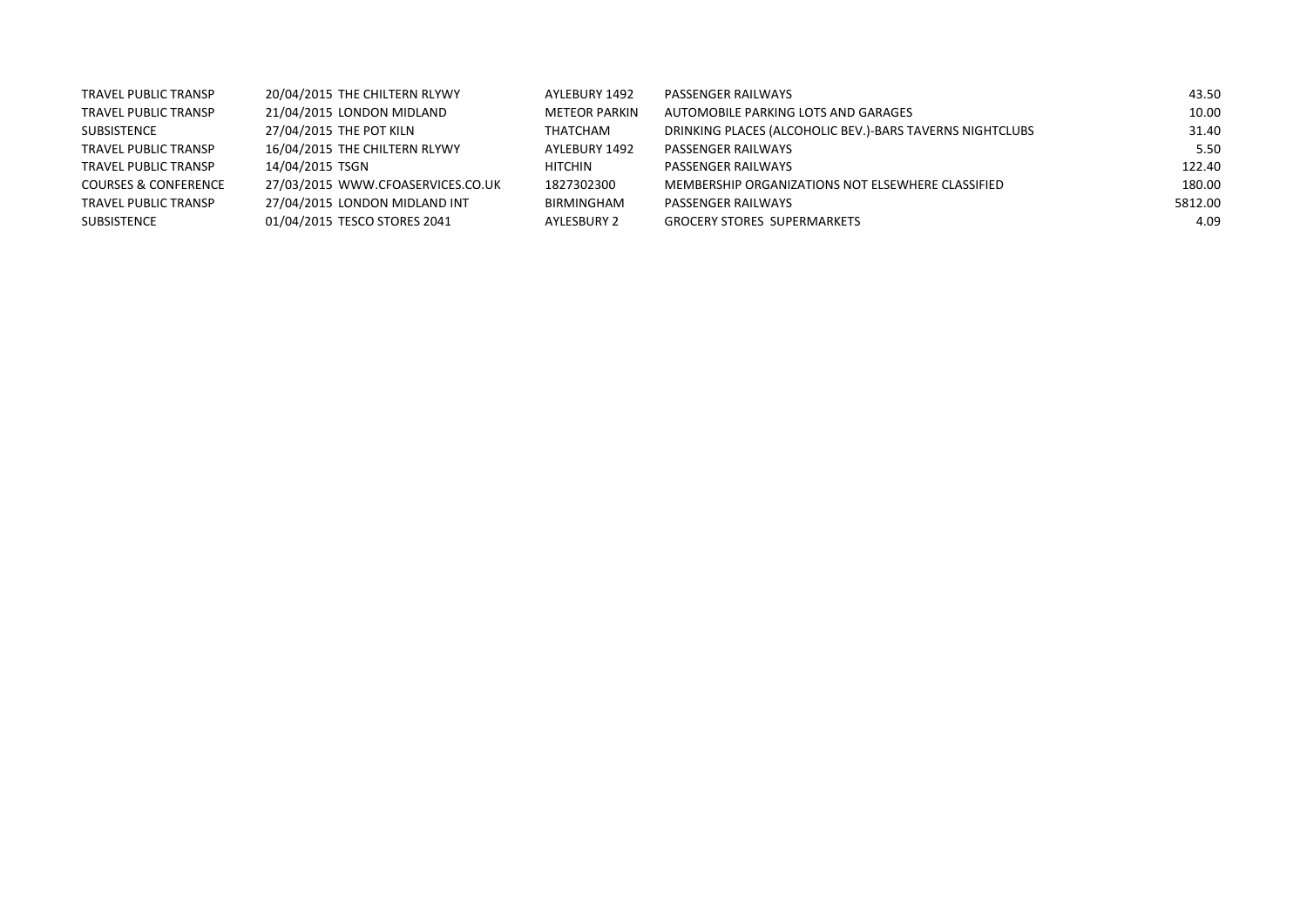| | | | | | |
|---|---|---|---|---|---|
| TRAVEL PUBLIC TRANSP | 20/04/2015 | THE CHILTERN RLYWY | AYLEBURY 1492 | PASSENGER RAILWAYS | 43.50 |
| TRAVEL PUBLIC TRANSP | 21/04/2015 | LONDON MIDLAND | METEOR PARKIN | AUTOMOBILE PARKING LOTS AND GARAGES | 10.00 |
| SUBSISTENCE | 27/04/2015 | THE POT KILN | THATCHAM | DRINKING PLACES (ALCOHOLIC BEV.)-BARS TAVERNS NIGHTCLUBS | 31.40 |
| TRAVEL PUBLIC TRANSP | 16/04/2015 | THE CHILTERN RLYWY | AYLEBURY 1492 | PASSENGER RAILWAYS | 5.50 |
| TRAVEL PUBLIC TRANSP | 14/04/2015 | TSGN | HITCHIN | PASSENGER RAILWAYS | 122.40 |
| COURSES & CONFERENCE | 27/03/2015 | WWW.CFOASERVICES.CO.UK | 1827302300 | MEMBERSHIP ORGANIZATIONS NOT ELSEWHERE CLASSIFIED | 180.00 |
| TRAVEL PUBLIC TRANSP | 27/04/2015 | LONDON MIDLAND INT | BIRMINGHAM | PASSENGER RAILWAYS | 5812.00 |
| SUBSISTENCE | 01/04/2015 | TESCO STORES 2041 | AYLESBURY 2 | GROCERY STORES SUPERMARKETS | 4.09 |